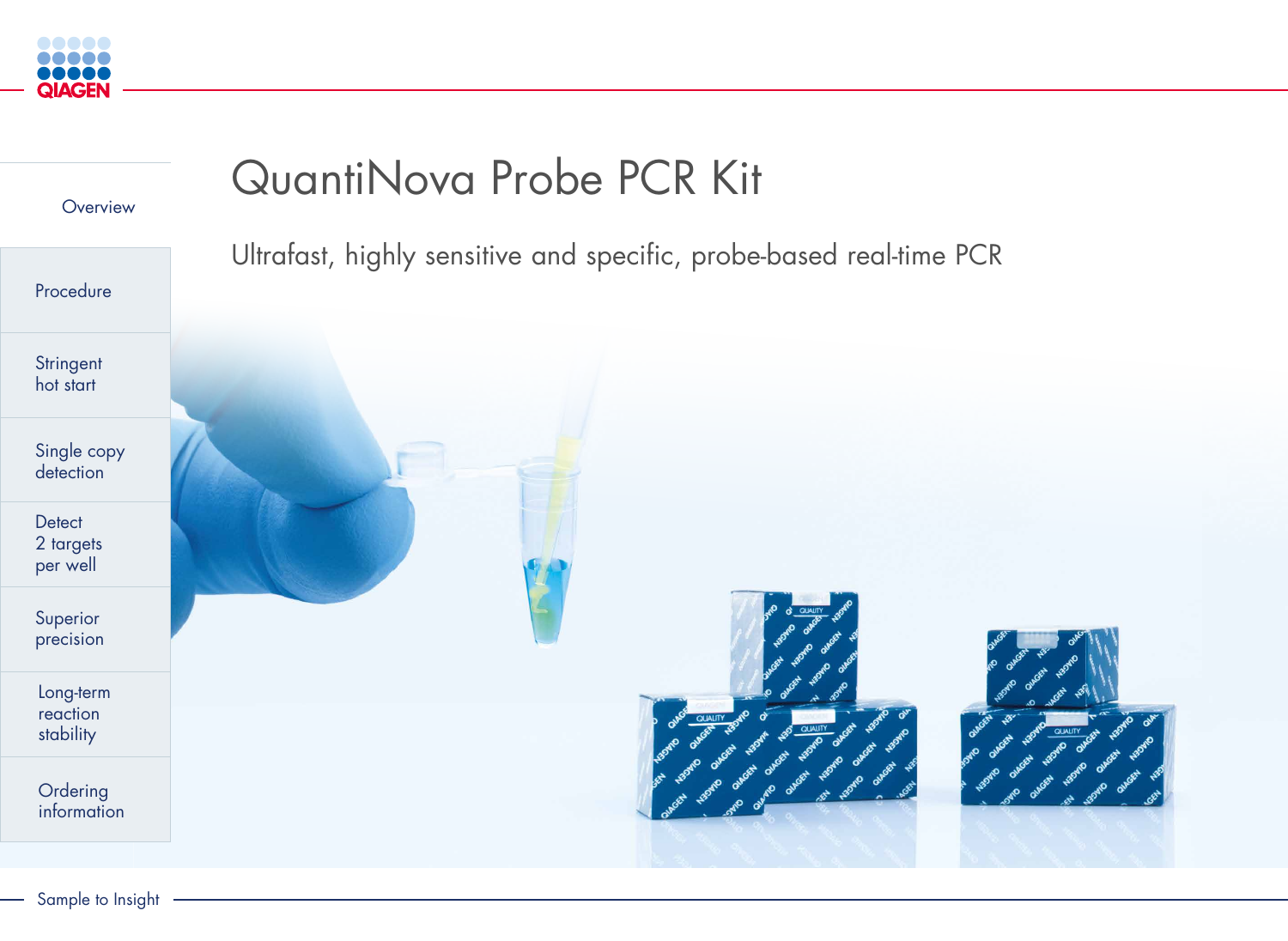# QuantiNova Probe PCR Kit

Ultrafast, highly sensitive and specific, probe-based real-time PCR

- Overview
- Procedure
- Stringent hot start
- Single copy detection
- Detect 2 targets per well
- Superior precision
- Long-term reaction stability
- Ordering information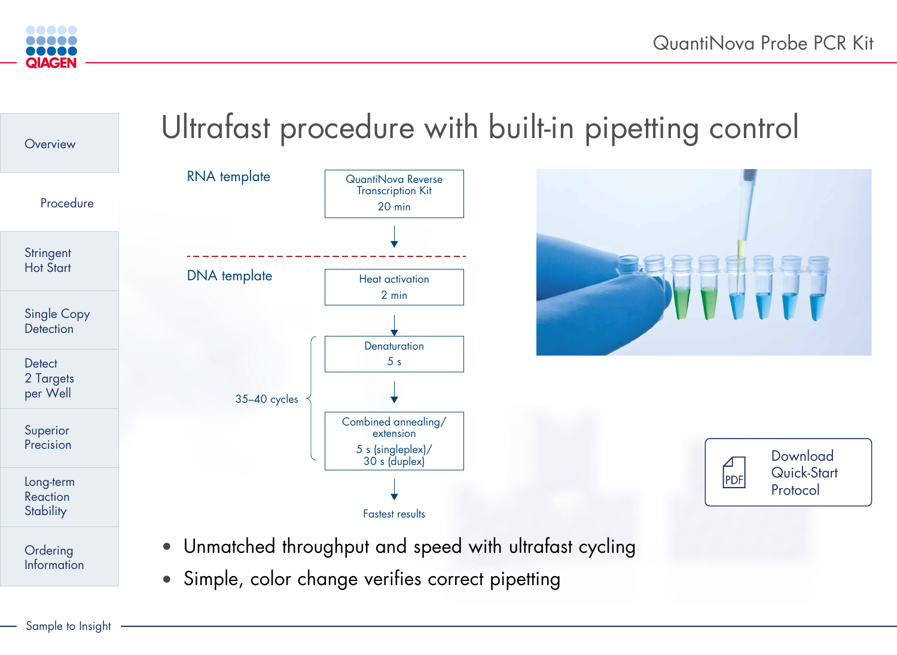# Ultrafast procedure with built-in pipetting control

**RNA template**

QuantiNova Reverse Transcription Kit
20 min

↓

**DNA template**

Heat activation
2 min

↓

35–40 cycles:

Denaturation
5 s

↓

Combined annealing/extension
5 s (singleplex)/
30 s (duplex)

↓

Fastest results

- Unmatched throughput and speed with ultrafast cycling
- Simple, color change verifies correct pipetting

Download Quick-Start Protocol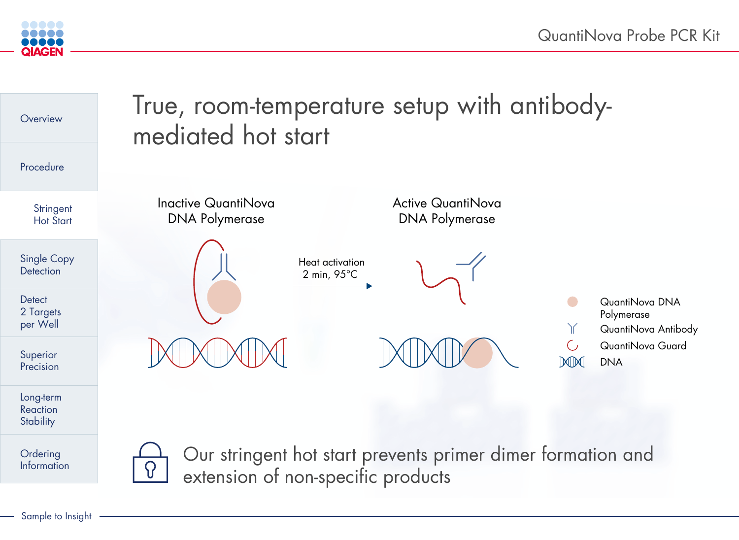# True, room-temperature setup with antibody-mediated hot start

Inactive QuantiNova DNA Polymerase

Heat activation 2 min, 95°C

Active QuantiNova DNA Polymerase

- QuantiNova DNA Polymerase
- QuantiNova Antibody
- QuantiNova Guard
- DNA

Our stringent hot start prevents primer dimer formation and extension of non-specific products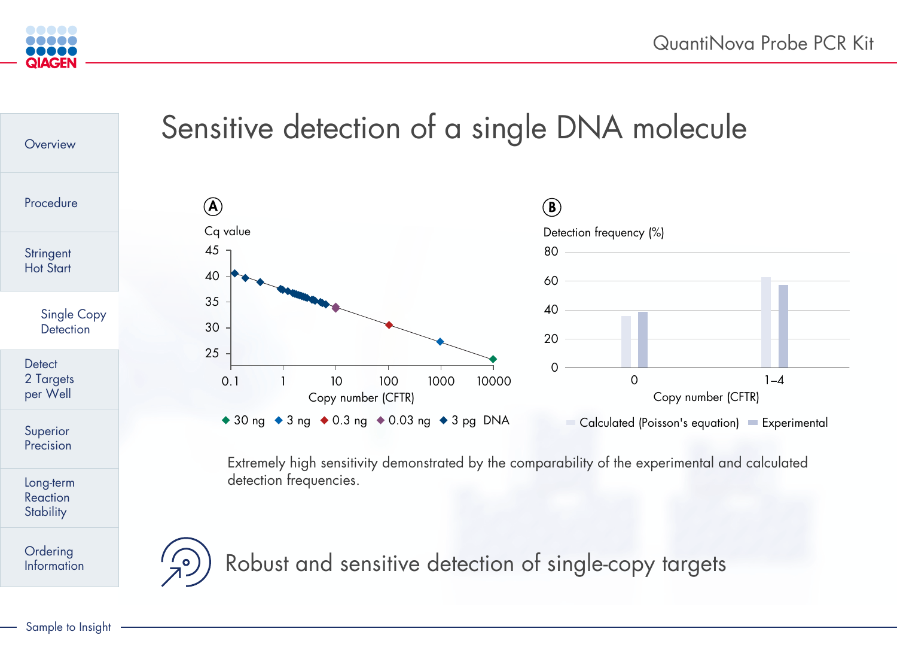# Sensitive detection of a single DNA molecule

**A**

Cq value

Copy number (CFTR)

◆ 30 ng ◆ 3 ng ◆ 0.3 ng ◆ 0.03 ng ◆ 3 pg DNA

**B**

Detection frequency (%)

Copy number (CFTR)

Calculated (Poisson's equation) Experimental

Extremely high sensitivity demonstrated by the comparability of the experimental and calculated detection frequencies.

Robust and sensitive detection of single-copy targets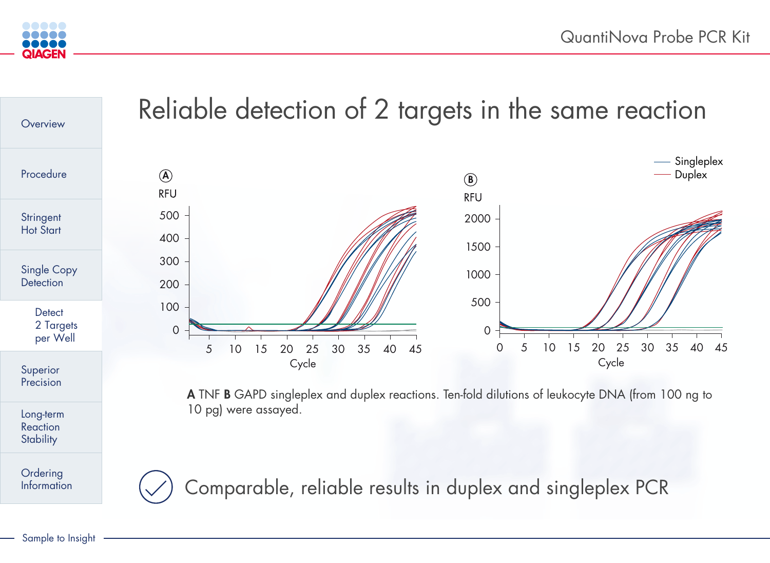# Reliable detection of 2 targets in the same reaction

**A** TNF **B** GAPD singleplex and duplex reactions. Ten-fold dilutions of leukocyte DNA (from 100 ng to 10 pg) were assayed.

Comparable, reliable results in duplex and singleplex PCR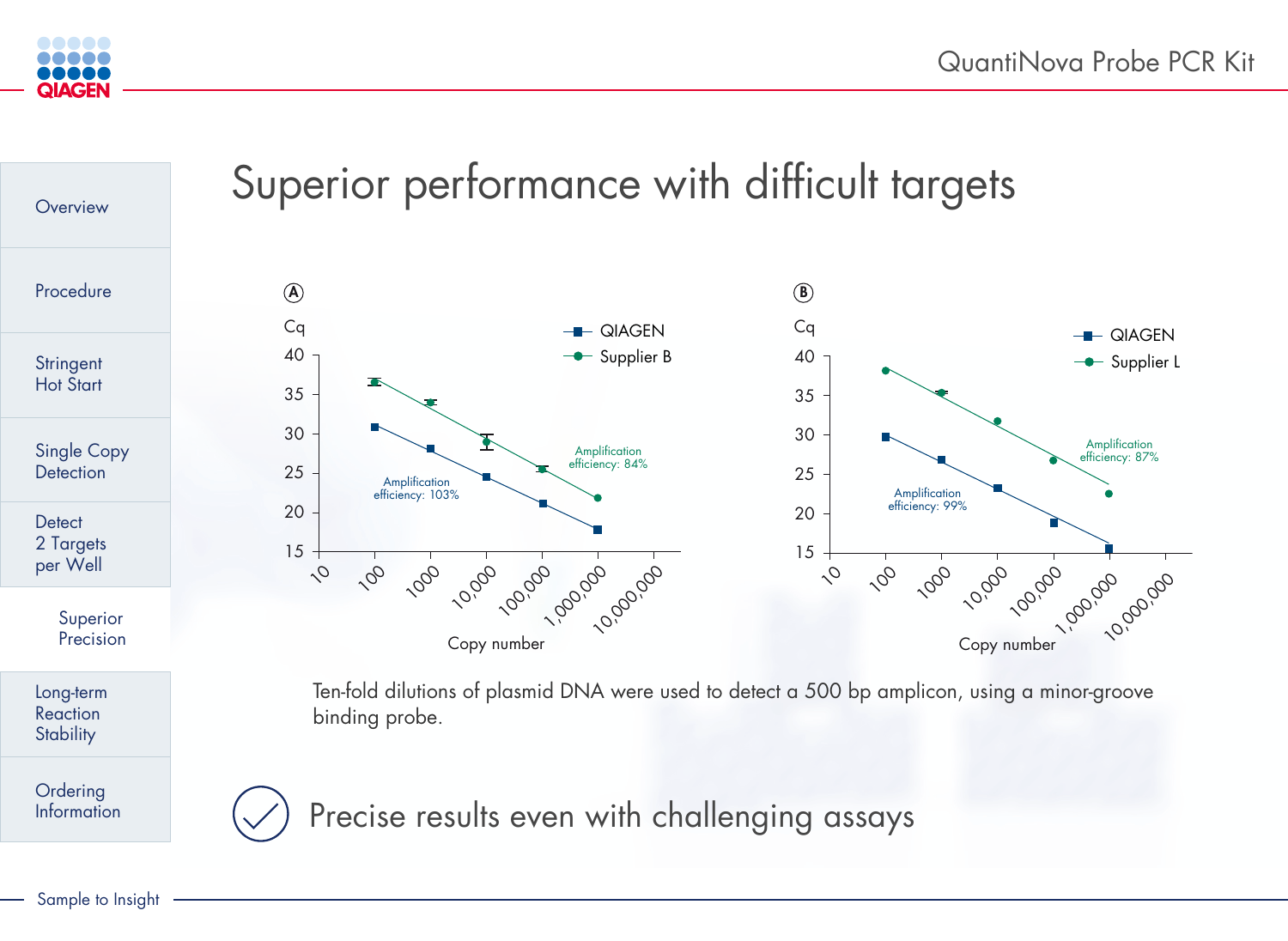# Superior performance with difficult targets

Ten-fold dilutions of plasmid DNA were used to detect a 500 bp amplicon, using a minor-groove binding probe.

Precise results even with challenging assays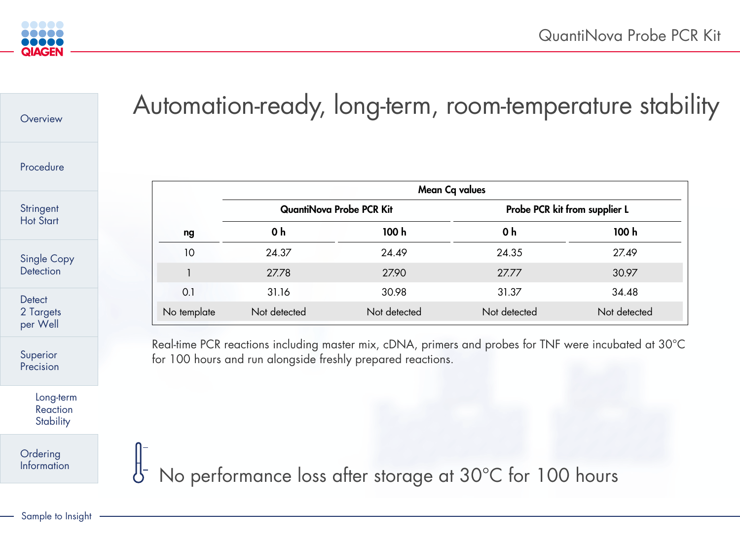# Automation-ready, long-term, room-temperature stability

| | Mean Cq values | | | |
|---|---|---|---|---|
| | QuantiNova Probe PCR Kit | | Probe PCR kit from supplier L | |
| ng | 0 h | 100 h | 0 h | 100 h |
| 10 | 24.37 | 24.49 | 24.35 | 27.49 |
| 1 | 27.78 | 27.90 | 27.77 | 30.97 |
| 0.1 | 31.16 | 30.98 | 31.37 | 34.48 |
| No template | Not detected | Not detected | Not detected | Not detected |

Real-time PCR reactions including master mix, cDNA, primers and probes for TNF were incubated at 30°C for 100 hours and run alongside freshly prepared reactions.

No performance loss after storage at 30°C for 100 hours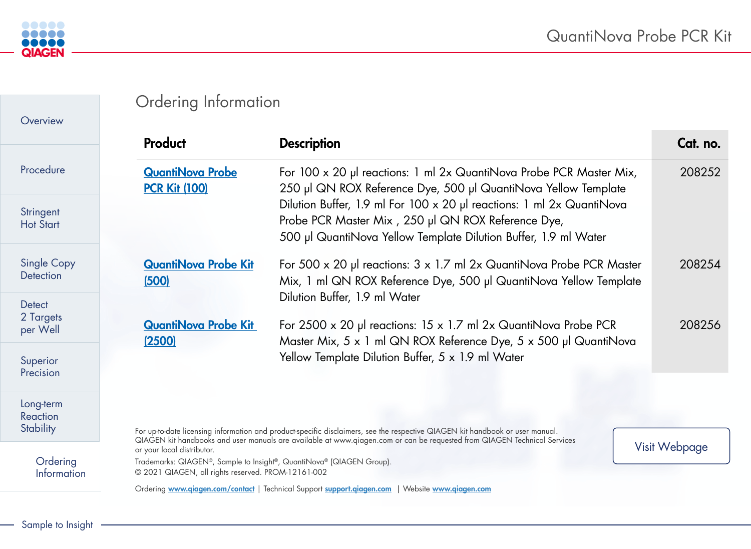## Ordering Information

| Product | Description | Cat. no. |
|---|---|---|
| QuantiNova Probe PCR Kit (100) | For 100 x 20 µl reactions: 1 ml 2x QuantiNova Probe PCR Master Mix, 250 µl QN ROX Reference Dye, 500 µl QuantiNova Yellow Template Dilution Buffer, 1.9 ml For 100 x 20 µl reactions: 1 ml 2x QuantiNova Probe PCR Master Mix , 250 µl QN ROX Reference Dye, 500 µl QuantiNova Yellow Template Dilution Buffer, 1.9 ml Water | 208252 |
| QuantiNova Probe Kit (500) | For 500 x 20 µl reactions: 3 x 1.7 ml 2x QuantiNova Probe PCR Master Mix, 1 ml QN ROX Reference Dye, 500 µl QuantiNova Yellow Template Dilution Buffer, 1.9 ml Water | 208254 |
| QuantiNova Probe Kit (2500) | For 2500 x 20 µl reactions: 15 x 1.7 ml 2x QuantiNova Probe PCR Master Mix, 5 x 1 ml QN ROX Reference Dye, 5 x 500 µl QuantiNova Yellow Template Dilution Buffer, 5 x 1.9 ml Water | 208256 |

For up-to-date licensing information and product-specific disclaimers, see the respective QIAGEN kit handbook or user manual. QIAGEN kit handbooks and user manuals are available at www.qiagen.com or can be requested from QIAGEN Technical Services or your local distributor.

Trademarks: QIAGEN®, Sample to Insight®, QuantiNova® (QIAGEN Group).

© 2021 QIAGEN, all rights reserved. PROM-12161-002

Ordering www.qiagen.com/contact | Technical Support support.qiagen.com | Website www.qiagen.com

Visit Webpage